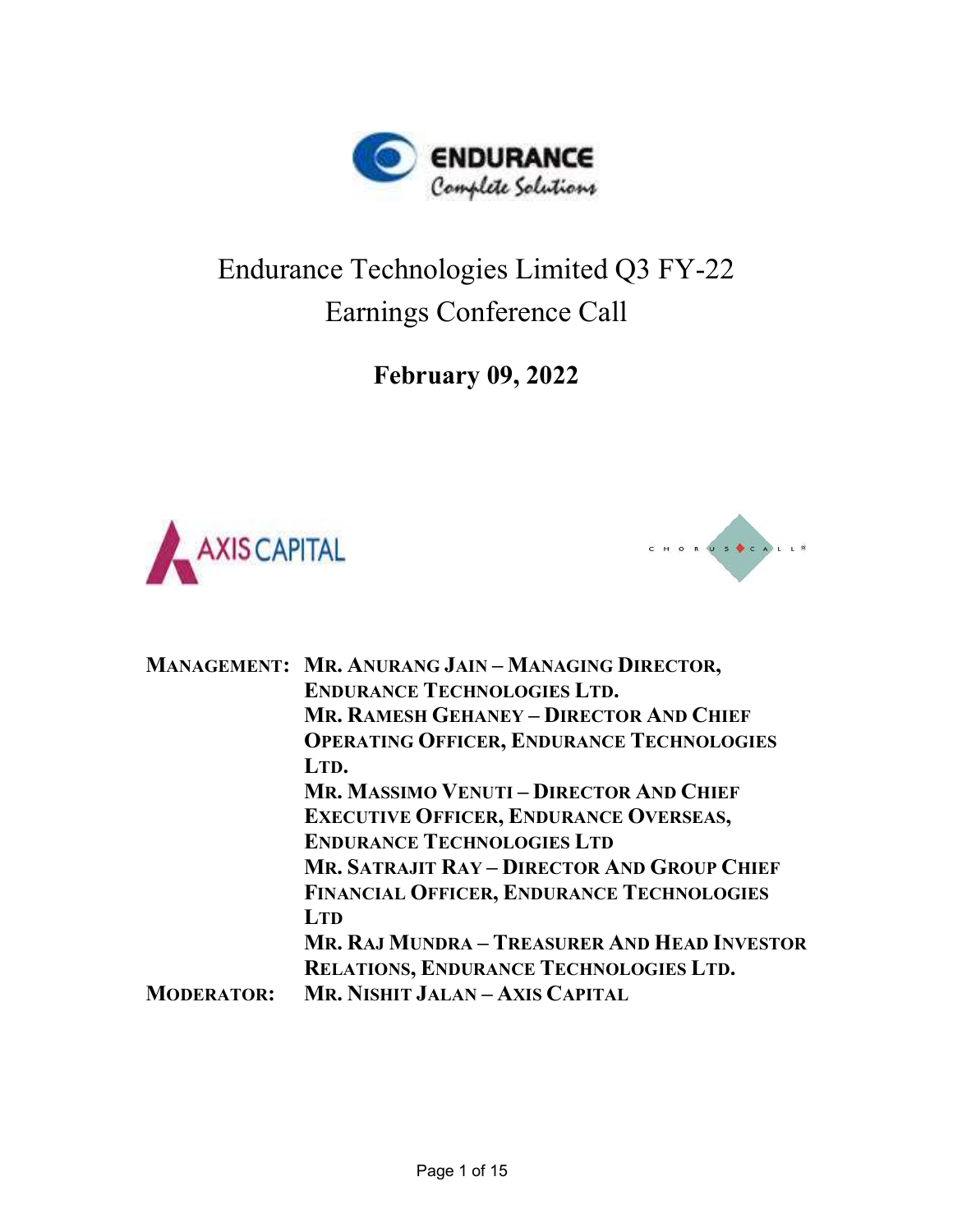# Endurance Technologies Limited Q3 FY-22 Earnings Conference Call

**February 09, 2022**

| | |
|---|---|
| **MANAGEMENT:** | **MR. ANURANG JAIN – MANAGING DIRECTOR, ENDURANCE TECHNOLOGIES LTD.** |
| | **MR. RAMESH GEHANEY – DIRECTOR AND CHIEF OPERATING OFFICER, ENDURANCE TECHNOLOGIES LTD.** |
| | **MR. MASSIMO VENUTI – DIRECTOR AND CHIEF EXECUTIVE OFFICER, ENDURANCE OVERSEAS, ENDURANCE TECHNOLOGIES LTD** |
| | **MR. SATRAJIT RAY – DIRECTOR AND GROUP CHIEF FINANCIAL OFFICER, ENDURANCE TECHNOLOGIES LTD** |
| | **MR. RAJ MUNDRA – TREASURER AND HEAD INVESTOR RELATIONS, ENDURANCE TECHNOLOGIES LTD.** |
| **MODERATOR:** | **MR. NISHIT JALAN – AXIS CAPITAL** |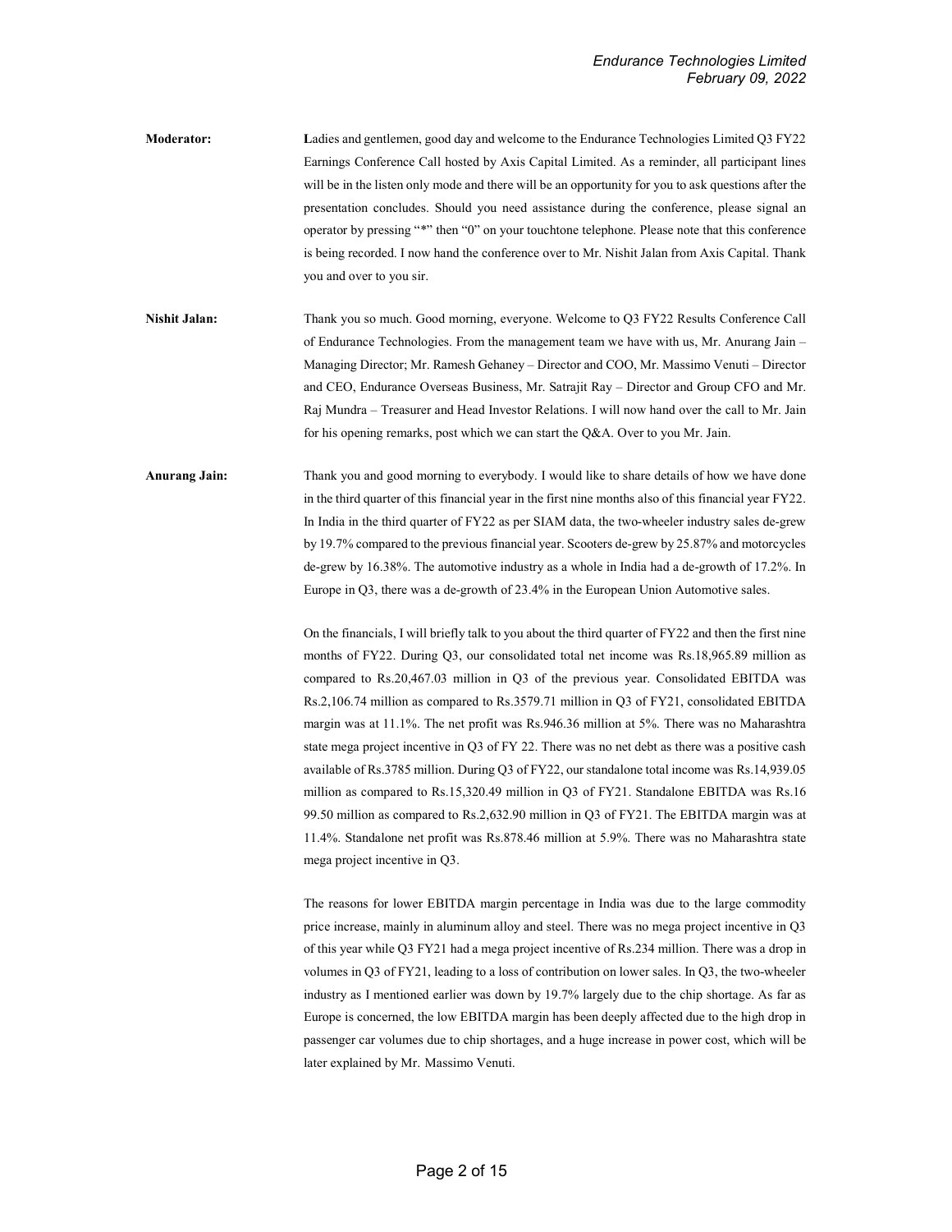**Moderator:** Ladies and gentlemen, good day and welcome to the Endurance Technologies Limited Q3 FY22 Earnings Conference Call hosted by Axis Capital Limited. As a reminder, all participant lines will be in the listen only mode and there will be an opportunity for you to ask questions after the presentation concludes. Should you need assistance during the conference, please signal an operator by pressing "*" then "0" on your touchtone telephone. Please note that this conference is being recorded. I now hand the conference over to Mr. Nishit Jalan from Axis Capital. Thank you and over to you sir.

**Nishit Jalan:** Thank you so much. Good morning, everyone. Welcome to Q3 FY22 Results Conference Call of Endurance Technologies. From the management team we have with us, Mr. Anurang Jain – Managing Director; Mr. Ramesh Gehaney – Director and COO, Mr. Massimo Venuti – Director and CEO, Endurance Overseas Business, Mr. Satrajit Ray – Director and Group CFO and Mr. Raj Mundra – Treasurer and Head Investor Relations. I will now hand over the call to Mr. Jain for his opening remarks, post which we can start the Q&A. Over to you Mr. Jain.

**Anurang Jain:** Thank you and good morning to everybody. I would like to share details of how we have done in the third quarter of this financial year in the first nine months also of this financial year FY22. In India in the third quarter of FY22 as per SIAM data, the two-wheeler industry sales de-grew by 19.7% compared to the previous financial year. Scooters de-grew by 25.87% and motorcycles de-grew by 16.38%. The automotive industry as a whole in India had a de-growth of 17.2%. In Europe in Q3, there was a de-growth of 23.4% in the European Union Automotive sales.

On the financials, I will briefly talk to you about the third quarter of FY22 and then the first nine months of FY22. During Q3, our consolidated total net income was Rs.18,965.89 million as compared to Rs.20,467.03 million in Q3 of the previous year. Consolidated EBITDA was Rs.2,106.74 million as compared to Rs.3579.71 million in Q3 of FY21, consolidated EBITDA margin was at 11.1%. The net profit was Rs.946.36 million at 5%. There was no Maharashtra state mega project incentive in Q3 of FY 22. There was no net debt as there was a positive cash available of Rs.3785 million. During Q3 of FY22, our standalone total income was Rs.14,939.05 million as compared to Rs.15,320.49 million in Q3 of FY21. Standalone EBITDA was Rs.16 99.50 million as compared to Rs.2,632.90 million in Q3 of FY21. The EBITDA margin was at 11.4%. Standalone net profit was Rs.878.46 million at 5.9%. There was no Maharashtra state mega project incentive in Q3.

The reasons for lower EBITDA margin percentage in India was due to the large commodity price increase, mainly in aluminum alloy and steel. There was no mega project incentive in Q3 of this year while Q3 FY21 had a mega project incentive of Rs.234 million. There was a drop in volumes in Q3 of FY21, leading to a loss of contribution on lower sales. In Q3, the two-wheeler industry as I mentioned earlier was down by 19.7% largely due to the chip shortage. As far as Europe is concerned, the low EBITDA margin has been deeply affected due to the high drop in passenger car volumes due to chip shortages, and a huge increase in power cost, which will be later explained by Mr. Massimo Venuti.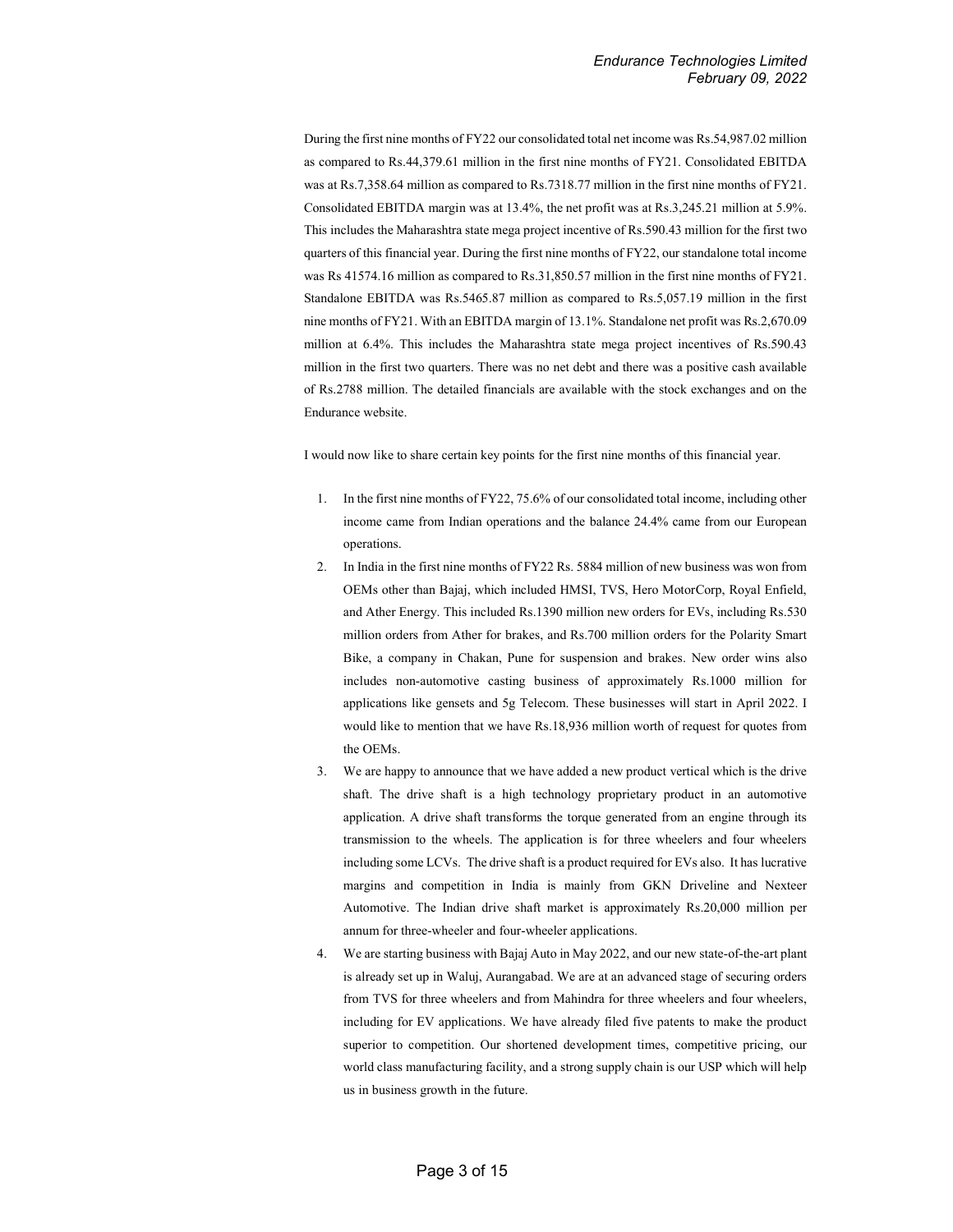During the first nine months of FY22 our consolidated total net income was Rs.54,987.02 million as compared to Rs.44,379.61 million in the first nine months of FY21. Consolidated EBITDA was at Rs.7,358.64 million as compared to Rs.7318.77 million in the first nine months of FY21. Consolidated EBITDA margin was at 13.4%, the net profit was at Rs.3,245.21 million at 5.9%. This includes the Maharashtra state mega project incentive of Rs.590.43 million for the first two quarters of this financial year. During the first nine months of FY22, our standalone total income was Rs 41574.16 million as compared to Rs.31,850.57 million in the first nine months of FY21. Standalone EBITDA was Rs.5465.87 million as compared to Rs.5,057.19 million in the first nine months of FY21. With an EBITDA margin of 13.1%. Standalone net profit was Rs.2,670.09 million at 6.4%. This includes the Maharashtra state mega project incentives of Rs.590.43 million in the first two quarters. There was no net debt and there was a positive cash available of Rs.2788 million. The detailed financials are available with the stock exchanges and on the Endurance website.

I would now like to share certain key points for the first nine months of this financial year.

1. In the first nine months of FY22, 75.6% of our consolidated total income, including other income came from Indian operations and the balance 24.4% came from our European operations.
2. In India in the first nine months of FY22 Rs. 5884 million of new business was won from OEMs other than Bajaj, which included HMSI, TVS, Hero MotorCorp, Royal Enfield, and Ather Energy. This included Rs.1390 million new orders for EVs, including Rs.530 million orders from Ather for brakes, and Rs.700 million orders for the Polarity Smart Bike, a company in Chakan, Pune for suspension and brakes. New order wins also includes non-automotive casting business of approximately Rs.1000 million for applications like gensets and 5g Telecom. These businesses will start in April 2022. I would like to mention that we have Rs.18,936 million worth of request for quotes from the OEMs.
3. We are happy to announce that we have added a new product vertical which is the drive shaft. The drive shaft is a high technology proprietary product in an automotive application. A drive shaft transforms the torque generated from an engine through its transmission to the wheels. The application is for three wheelers and four wheelers including some LCVs. The drive shaft is a product required for EVs also. It has lucrative margins and competition in India is mainly from GKN Driveline and Nexteer Automotive. The Indian drive shaft market is approximately Rs.20,000 million per annum for three-wheeler and four-wheeler applications.
4. We are starting business with Bajaj Auto in May 2022, and our new state-of-the-art plant is already set up in Waluj, Aurangabad. We are at an advanced stage of securing orders from TVS for three wheelers and from Mahindra for three wheelers and four wheelers, including for EV applications. We have already filed five patents to make the product superior to competition. Our shortened development times, competitive pricing, our world class manufacturing facility, and a strong supply chain is our USP which will help us in business growth in the future.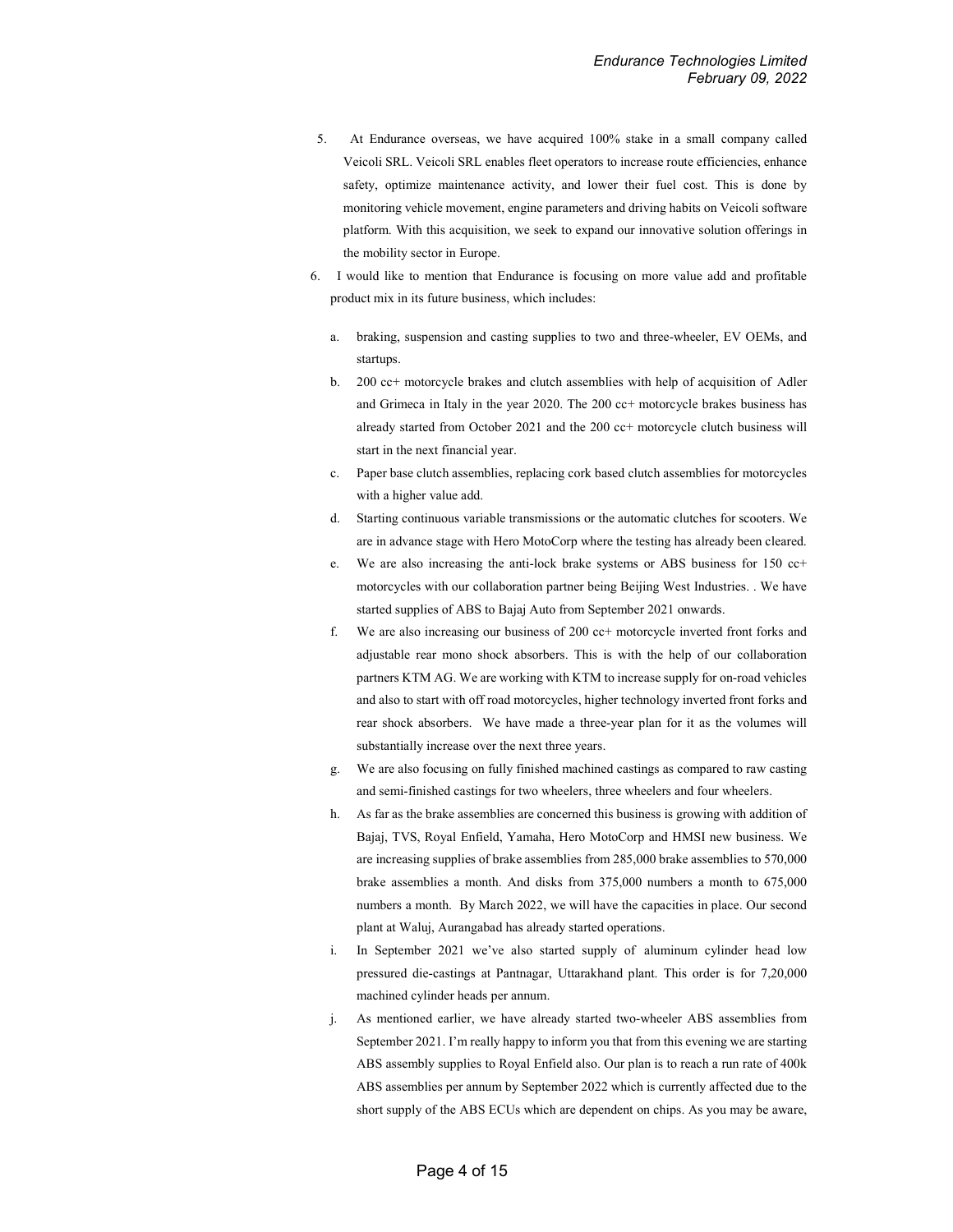5. At Endurance overseas, we have acquired 100% stake in a small company called Veicoli SRL. Veicoli SRL enables fleet operators to increase route efficiencies, enhance safety, optimize maintenance activity, and lower their fuel cost. This is done by monitoring vehicle movement, engine parameters and driving habits on Veicoli software platform. With this acquisition, we seek to expand our innovative solution offerings in the mobility sector in Europe.

6. I would like to mention that Endurance is focusing on more value add and profitable product mix in its future business, which includes:

   a. braking, suspension and casting supplies to two and three-wheeler, EV OEMs, and startups.

   b. 200 cc+ motorcycle brakes and clutch assemblies with help of acquisition of Adler and Grimeca in Italy in the year 2020. The 200 cc+ motorcycle brakes business has already started from October 2021 and the 200 cc+ motorcycle clutch business will start in the next financial year.

   c. Paper base clutch assemblies, replacing cork based clutch assemblies for motorcycles with a higher value add.

   d. Starting continuous variable transmissions or the automatic clutches for scooters. We are in advance stage with Hero MotoCorp where the testing has already been cleared.

   e. We are also increasing the anti-lock brake systems or ABS business for 150 cc+ motorcycles with our collaboration partner being Beijing West Industries. . We have started supplies of ABS to Bajaj Auto from September 2021 onwards.

   f. We are also increasing our business of 200 cc+ motorcycle inverted front forks and adjustable rear mono shock absorbers. This is with the help of our collaboration partners KTM AG. We are working with KTM to increase supply for on-road vehicles and also to start with off road motorcycles, higher technology inverted front forks and rear shock absorbers. We have made a three-year plan for it as the volumes will substantially increase over the next three years.

   g. We are also focusing on fully finished machined castings as compared to raw casting and semi-finished castings for two wheelers, three wheelers and four wheelers.

   h. As far as the brake assemblies are concerned this business is growing with addition of Bajaj, TVS, Royal Enfield, Yamaha, Hero MotoCorp and HMSI new business. We are increasing supplies of brake assemblies from 285,000 brake assemblies to 570,000 brake assemblies a month. And disks from 375,000 numbers a month to 675,000 numbers a month. By March 2022, we will have the capacities in place. Our second plant at Waluj, Aurangabad has already started operations.

   i. In September 2021 we've also started supply of aluminum cylinder head low pressured die-castings at Pantnagar, Uttarakhand plant. This order is for 7,20,000 machined cylinder heads per annum.

   j. As mentioned earlier, we have already started two-wheeler ABS assemblies from September 2021. I'm really happy to inform you that from this evening we are starting ABS assembly supplies to Royal Enfield also. Our plan is to reach a run rate of 400k ABS assemblies per annum by September 2022 which is currently affected due to the short supply of the ABS ECUs which are dependent on chips. As you may be aware,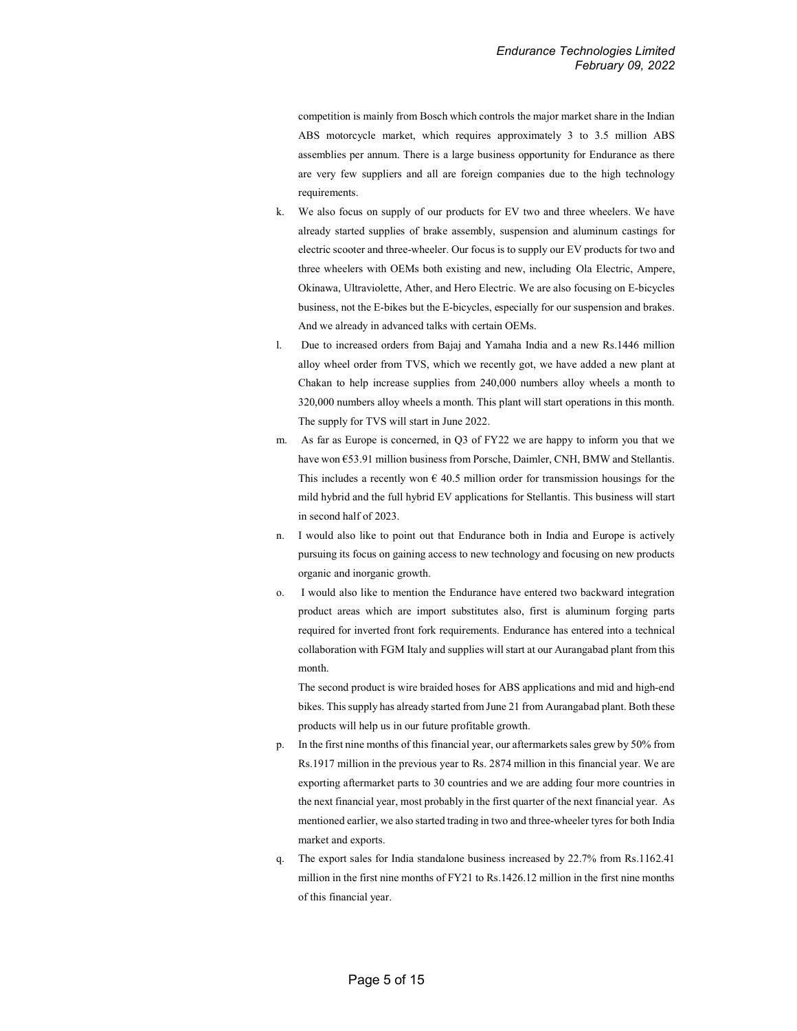competition is mainly from Bosch which controls the major market share in the Indian ABS motorcycle market, which requires approximately 3 to 3.5 million ABS assemblies per annum. There is a large business opportunity for Endurance as there are very few suppliers and all are foreign companies due to the high technology requirements.

k. We also focus on supply of our products for EV two and three wheelers. We have already started supplies of brake assembly, suspension and aluminum castings for electric scooter and three-wheeler. Our focus is to supply our EV products for two and three wheelers with OEMs both existing and new, including Ola Electric, Ampere, Okinawa, Ultraviolette, Ather, and Hero Electric. We are also focusing on E-bicycles business, not the E-bikes but the E-bicycles, especially for our suspension and brakes. And we already in advanced talks with certain OEMs.

l. Due to increased orders from Bajaj and Yamaha India and a new Rs.1446 million alloy wheel order from TVS, which we recently got, we have added a new plant at Chakan to help increase supplies from 240,000 numbers alloy wheels a month to 320,000 numbers alloy wheels a month. This plant will start operations in this month. The supply for TVS will start in June 2022.

m. As far as Europe is concerned, in Q3 of FY22 we are happy to inform you that we have won €53.91 million business from Porsche, Daimler, CNH, BMW and Stellantis. This includes a recently won € 40.5 million order for transmission housings for the mild hybrid and the full hybrid EV applications for Stellantis. This business will start in second half of 2023.

n. I would also like to point out that Endurance both in India and Europe is actively pursuing its focus on gaining access to new technology and focusing on new products organic and inorganic growth.

o. I would also like to mention the Endurance have entered two backward integration product areas which are import substitutes also, first is aluminum forging parts required for inverted front fork requirements. Endurance has entered into a technical collaboration with FGM Italy and supplies will start at our Aurangabad plant from this month.

   The second product is wire braided hoses for ABS applications and mid and high-end bikes. This supply has already started from June 21 from Aurangabad plant. Both these products will help us in our future profitable growth.

p. In the first nine months of this financial year, our aftermarkets sales grew by 50% from Rs.1917 million in the previous year to Rs. 2874 million in this financial year. We are exporting aftermarket parts to 30 countries and we are adding four more countries in the next financial year, most probably in the first quarter of the next financial year. As mentioned earlier, we also started trading in two and three-wheeler tyres for both India market and exports.

q. The export sales for India standalone business increased by 22.7% from Rs.1162.41 million in the first nine months of FY21 to Rs.1426.12 million in the first nine months of this financial year.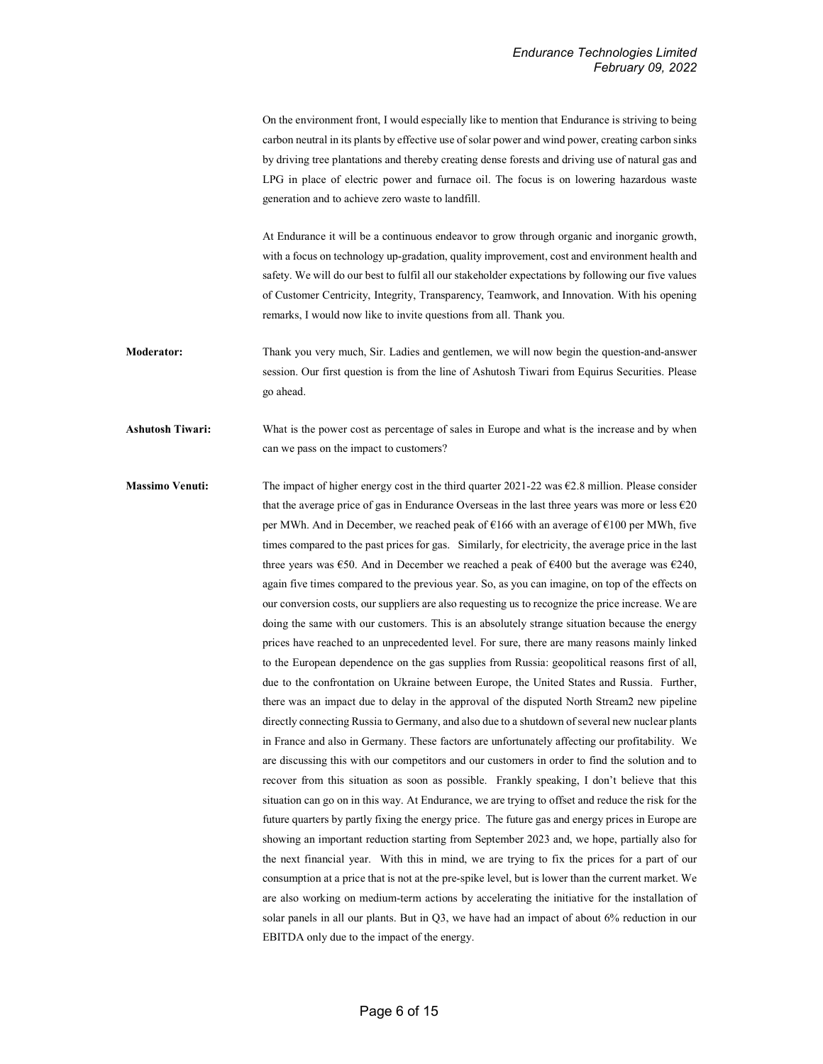On the environment front, I would especially like to mention that Endurance is striving to being carbon neutral in its plants by effective use of solar power and wind power, creating carbon sinks by driving tree plantations and thereby creating dense forests and driving use of natural gas and LPG in place of electric power and furnace oil. The focus is on lowering hazardous waste generation and to achieve zero waste to landfill.

At Endurance it will be a continuous endeavor to grow through organic and inorganic growth, with a focus on technology up-gradation, quality improvement, cost and environment health and safety. We will do our best to fulfil all our stakeholder expectations by following our five values of Customer Centricity, Integrity, Transparency, Teamwork, and Innovation. With his opening remarks, I would now like to invite questions from all. Thank you.

**Moderator:** Thank you very much, Sir. Ladies and gentlemen, we will now begin the question-and-answer session. Our first question is from the line of Ashutosh Tiwari from Equirus Securities. Please go ahead.

**Ashutosh Tiwari:** What is the power cost as percentage of sales in Europe and what is the increase and by when can we pass on the impact to customers?

**Massimo Venuti:** The impact of higher energy cost in the third quarter 2021-22 was €2.8 million. Please consider that the average price of gas in Endurance Overseas in the last three years was more or less €20 per MWh. And in December, we reached peak of €166 with an average of €100 per MWh, five times compared to the past prices for gas. Similarly, for electricity, the average price in the last three years was €50. And in December we reached a peak of €400 but the average was €240, again five times compared to the previous year. So, as you can imagine, on top of the effects on our conversion costs, our suppliers are also requesting us to recognize the price increase. We are doing the same with our customers. This is an absolutely strange situation because the energy prices have reached to an unprecedented level. For sure, there are many reasons mainly linked to the European dependence on the gas supplies from Russia: geopolitical reasons first of all, due to the confrontation on Ukraine between Europe, the United States and Russia. Further, there was an impact due to delay in the approval of the disputed North Stream2 new pipeline directly connecting Russia to Germany, and also due to a shutdown of several new nuclear plants in France and also in Germany. These factors are unfortunately affecting our profitability. We are discussing this with our competitors and our customers in order to find the solution and to recover from this situation as soon as possible. Frankly speaking, I don't believe that this situation can go on in this way. At Endurance, we are trying to offset and reduce the risk for the future quarters by partly fixing the energy price. The future gas and energy prices in Europe are showing an important reduction starting from September 2023 and, we hope, partially also for the next financial year. With this in mind, we are trying to fix the prices for a part of our consumption at a price that is not at the pre-spike level, but is lower than the current market. We are also working on medium-term actions by accelerating the initiative for the installation of solar panels in all our plants. But in Q3, we have had an impact of about 6% reduction in our EBITDA only due to the impact of the energy.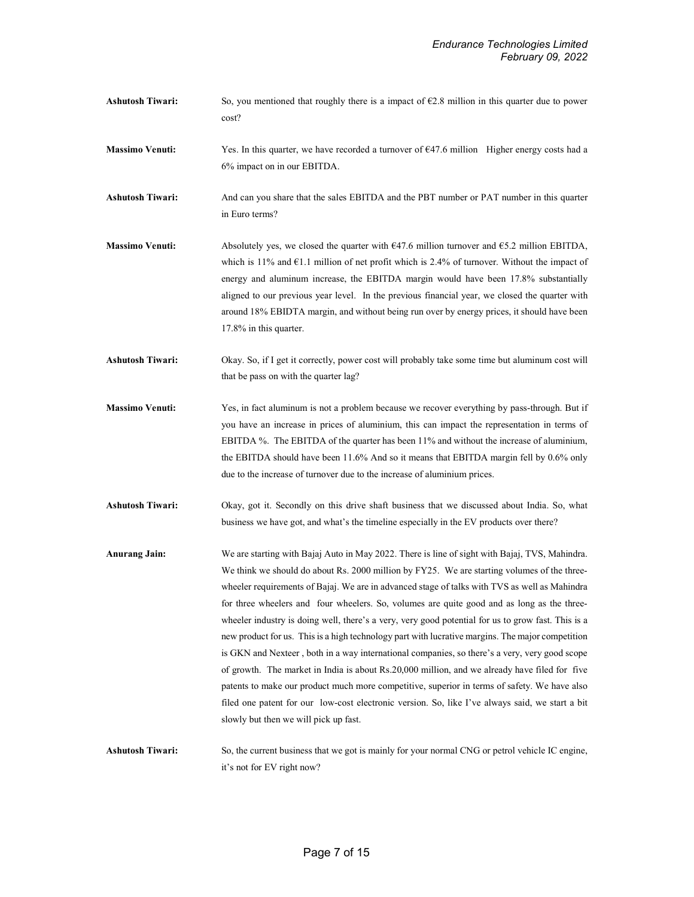**Ashutosh Tiwari:** So, you mentioned that roughly there is a impact of €2.8 million in this quarter due to power cost?

**Massimo Venuti:** Yes. In this quarter, we have recorded a turnover of €47.6 million Higher energy costs had a 6% impact on in our EBITDA.

**Ashutosh Tiwari:** And can you share that the sales EBITDA and the PBT number or PAT number in this quarter in Euro terms?

**Massimo Venuti:** Absolutely yes, we closed the quarter with €47.6 million turnover and €5.2 million EBITDA, which is 11% and €1.1 million of net profit which is 2.4% of turnover. Without the impact of energy and aluminum increase, the EBITDA margin would have been 17.8% substantially aligned to our previous year level. In the previous financial year, we closed the quarter with around 18% EBIDTA margin, and without being run over by energy prices, it should have been 17.8% in this quarter.

**Ashutosh Tiwari:** Okay. So, if I get it correctly, power cost will probably take some time but aluminum cost will that be pass on with the quarter lag?

**Massimo Venuti:** Yes, in fact aluminum is not a problem because we recover everything by pass-through. But if you have an increase in prices of aluminium, this can impact the representation in terms of EBITDA %. The EBITDA of the quarter has been 11% and without the increase of aluminium, the EBITDA should have been 11.6% And so it means that EBITDA margin fell by 0.6% only due to the increase of turnover due to the increase of aluminium prices.

**Ashutosh Tiwari:** Okay, got it. Secondly on this drive shaft business that we discussed about India. So, what business we have got, and what's the timeline especially in the EV products over there?

**Anurang Jain:** We are starting with Bajaj Auto in May 2022. There is line of sight with Bajaj, TVS, Mahindra. We think we should do about Rs. 2000 million by FY25. We are starting volumes of the three-wheeler requirements of Bajaj. We are in advanced stage of talks with TVS as well as Mahindra for three wheelers and four wheelers. So, volumes are quite good and as long as the three-wheeler industry is doing well, there's a very, very good potential for us to grow fast. This is a new product for us. This is a high technology part with lucrative margins. The major competition is GKN and Nexteer , both in a way international companies, so there's a very, very good scope of growth. The market in India is about Rs.20,000 million, and we already have filed for five patents to make our product much more competitive, superior in terms of safety. We have also filed one patent for our low-cost electronic version. So, like I've always said, we start a bit slowly but then we will pick up fast.

**Ashutosh Tiwari:** So, the current business that we got is mainly for your normal CNG or petrol vehicle IC engine, it's not for EV right now?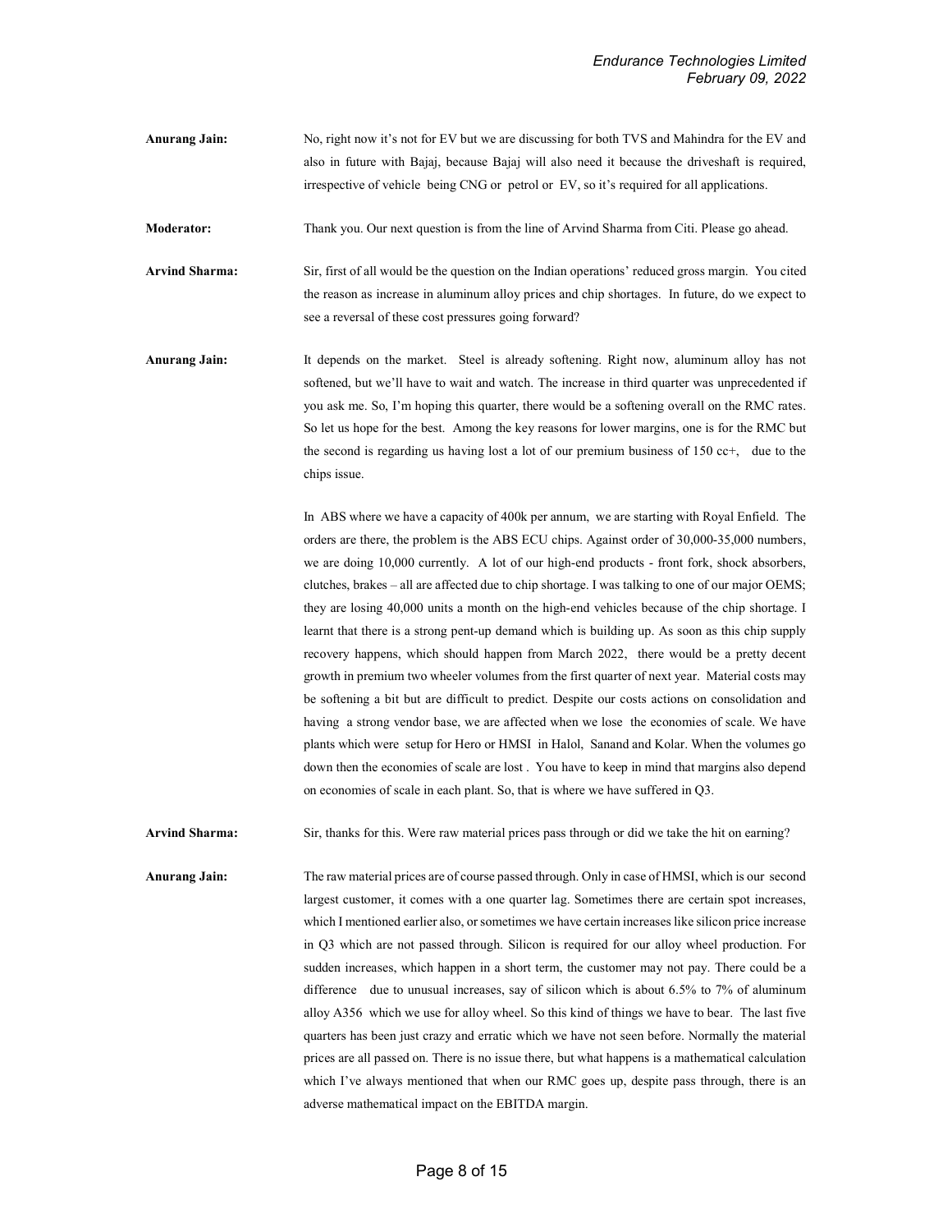**Anurang Jain:** No, right now it's not for EV but we are discussing for both TVS and Mahindra for the EV and also in future with Bajaj, because Bajaj will also need it because the driveshaft is required, irrespective of vehicle being CNG or petrol or EV, so it's required for all applications.

**Moderator:** Thank you. Our next question is from the line of Arvind Sharma from Citi. Please go ahead.

**Arvind Sharma:** Sir, first of all would be the question on the Indian operations' reduced gross margin. You cited the reason as increase in aluminum alloy prices and chip shortages. In future, do we expect to see a reversal of these cost pressures going forward?

**Anurang Jain:** It depends on the market. Steel is already softening. Right now, aluminum alloy has not softened, but we'll have to wait and watch. The increase in third quarter was unprecedented if you ask me. So, I'm hoping this quarter, there would be a softening overall on the RMC rates. So let us hope for the best. Among the key reasons for lower margins, one is for the RMC but the second is regarding us having lost a lot of our premium business of 150 cc+, due to the chips issue.

In ABS where we have a capacity of 400k per annum, we are starting with Royal Enfield. The orders are there, the problem is the ABS ECU chips. Against order of 30,000-35,000 numbers, we are doing 10,000 currently. A lot of our high-end products - front fork, shock absorbers, clutches, brakes – all are affected due to chip shortage. I was talking to one of our major OEMS; they are losing 40,000 units a month on the high-end vehicles because of the chip shortage. I learnt that there is a strong pent-up demand which is building up. As soon as this chip supply recovery happens, which should happen from March 2022, there would be a pretty decent growth in premium two wheeler volumes from the first quarter of next year. Material costs may be softening a bit but are difficult to predict. Despite our costs actions on consolidation and having a strong vendor base, we are affected when we lose the economies of scale. We have plants which were setup for Hero or HMSI in Halol, Sanand and Kolar. When the volumes go down then the economies of scale are lost . You have to keep in mind that margins also depend on economies of scale in each plant. So, that is where we have suffered in Q3.

**Arvind Sharma:** Sir, thanks for this. Were raw material prices pass through or did we take the hit on earning?

**Anurang Jain:** The raw material prices are of course passed through. Only in case of HMSI, which is our second largest customer, it comes with a one quarter lag. Sometimes there are certain spot increases, which I mentioned earlier also, or sometimes we have certain increases like silicon price increase in Q3 which are not passed through. Silicon is required for our alloy wheel production. For sudden increases, which happen in a short term, the customer may not pay. There could be a difference due to unusual increases, say of silicon which is about 6.5% to 7% of aluminum alloy A356 which we use for alloy wheel. So this kind of things we have to bear. The last five quarters has been just crazy and erratic which we have not seen before. Normally the material prices are all passed on. There is no issue there, but what happens is a mathematical calculation which I've always mentioned that when our RMC goes up, despite pass through, there is an adverse mathematical impact on the EBITDA margin.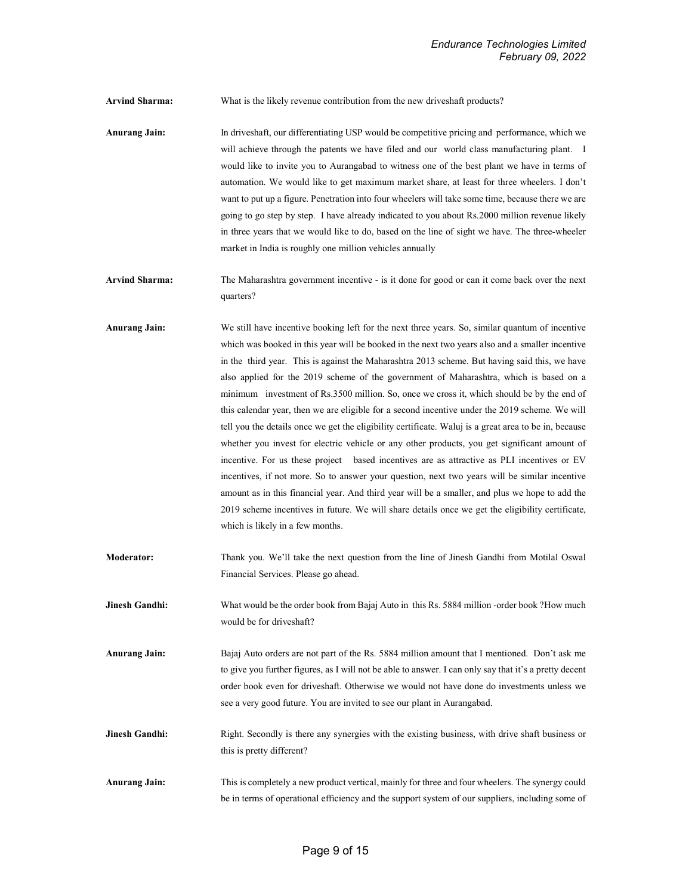**Arvind Sharma:** What is the likely revenue contribution from the new driveshaft products?

**Anurang Jain:** In driveshaft, our differentiating USP would be competitive pricing and performance, which we will achieve through the patents we have filed and our world class manufacturing plant. I would like to invite you to Aurangabad to witness one of the best plant we have in terms of automation. We would like to get maximum market share, at least for three wheelers. I don't want to put up a figure. Penetration into four wheelers will take some time, because there we are going to go step by step. I have already indicated to you about Rs.2000 million revenue likely in three years that we would like to do, based on the line of sight we have. The three-wheeler market in India is roughly one million vehicles annually

**Arvind Sharma:** The Maharashtra government incentive - is it done for good or can it come back over the next quarters?

**Anurang Jain:** We still have incentive booking left for the next three years. So, similar quantum of incentive which was booked in this year will be booked in the next two years also and a smaller incentive in the third year. This is against the Maharashtra 2013 scheme. But having said this, we have also applied for the 2019 scheme of the government of Maharashtra, which is based on a minimum investment of Rs.3500 million. So, once we cross it, which should be by the end of this calendar year, then we are eligible for a second incentive under the 2019 scheme. We will tell you the details once we get the eligibility certificate. Waluj is a great area to be in, because whether you invest for electric vehicle or any other products, you get significant amount of incentive. For us these project based incentives are as attractive as PLI incentives or EV incentives, if not more. So to answer your question, next two years will be similar incentive amount as in this financial year. And third year will be a smaller, and plus we hope to add the 2019 scheme incentives in future. We will share details once we get the eligibility certificate, which is likely in a few months.

**Moderator:** Thank you. We'll take the next question from the line of Jinesh Gandhi from Motilal Oswal Financial Services. Please go ahead.

**Jinesh Gandhi:** What would be the order book from Bajaj Auto in this Rs. 5884 million -order book ?How much would be for driveshaft?

**Anurang Jain:** Bajaj Auto orders are not part of the Rs. 5884 million amount that I mentioned. Don't ask me to give you further figures, as I will not be able to answer. I can only say that it's a pretty decent order book even for driveshaft. Otherwise we would not have done do investments unless we see a very good future. You are invited to see our plant in Aurangabad.

**Jinesh Gandhi:** Right. Secondly is there any synergies with the existing business, with drive shaft business or this is pretty different?

**Anurang Jain:** This is completely a new product vertical, mainly for three and four wheelers. The synergy could be in terms of operational efficiency and the support system of our suppliers, including some of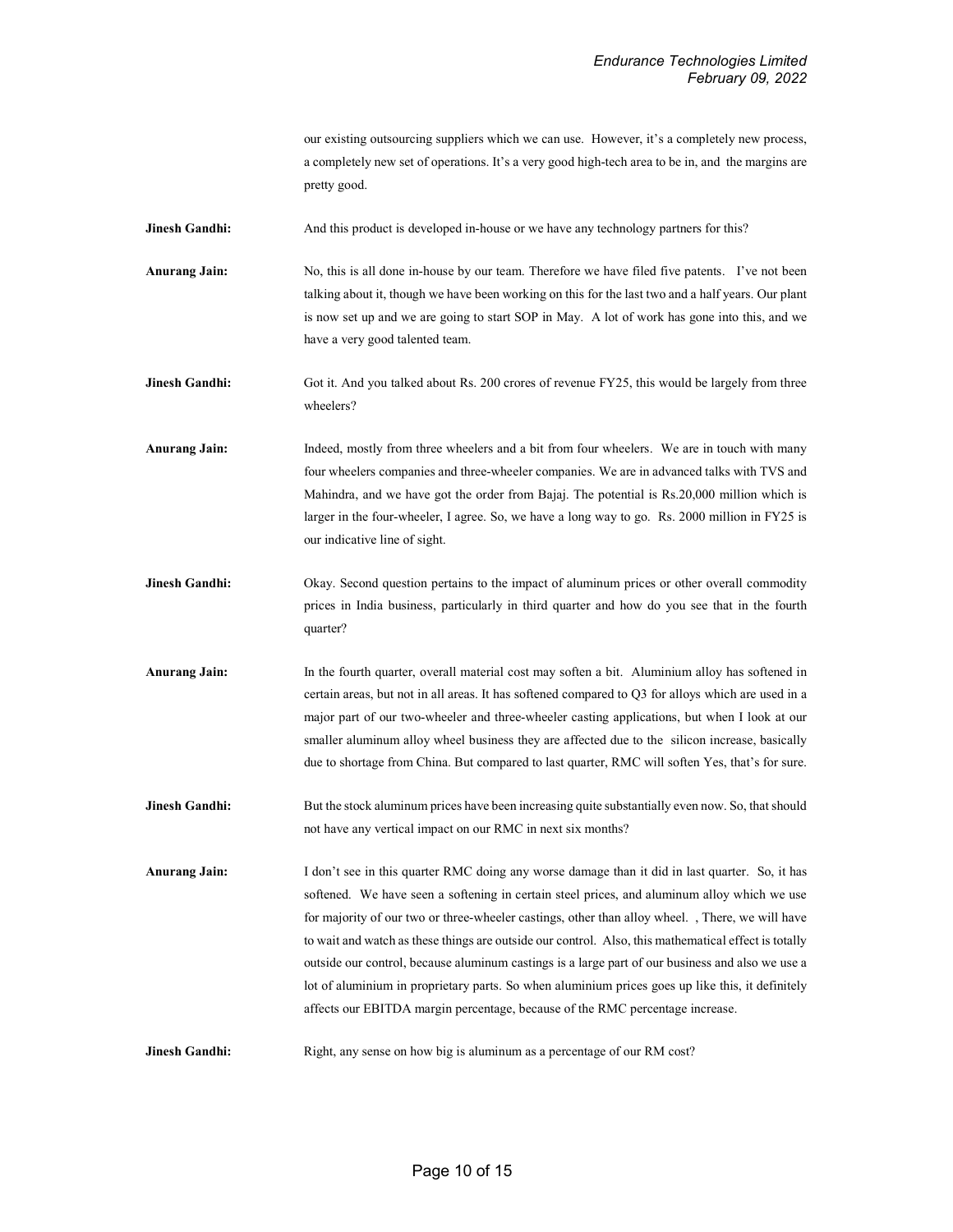our existing outsourcing suppliers which we can use. However, it's a completely new process, a completely new set of operations. It's a very good high-tech area to be in, and the margins are pretty good.

**Jinesh Gandhi:** And this product is developed in-house or we have any technology partners for this?

**Anurang Jain:** No, this is all done in-house by our team. Therefore we have filed five patents. I've not been talking about it, though we have been working on this for the last two and a half years. Our plant is now set up and we are going to start SOP in May. A lot of work has gone into this, and we have a very good talented team.

**Jinesh Gandhi:** Got it. And you talked about Rs. 200 crores of revenue FY25, this would be largely from three wheelers?

**Anurang Jain:** Indeed, mostly from three wheelers and a bit from four wheelers. We are in touch with many four wheelers companies and three-wheeler companies. We are in advanced talks with TVS and Mahindra, and we have got the order from Bajaj. The potential is Rs.20,000 million which is larger in the four-wheeler, I agree. So, we have a long way to go. Rs. 2000 million in FY25 is our indicative line of sight.

**Jinesh Gandhi:** Okay. Second question pertains to the impact of aluminum prices or other overall commodity prices in India business, particularly in third quarter and how do you see that in the fourth quarter?

**Anurang Jain:** In the fourth quarter, overall material cost may soften a bit. Aluminium alloy has softened in certain areas, but not in all areas. It has softened compared to Q3 for alloys which are used in a major part of our two-wheeler and three-wheeler casting applications, but when I look at our smaller aluminum alloy wheel business they are affected due to the silicon increase, basically due to shortage from China. But compared to last quarter, RMC will soften Yes, that's for sure.

**Jinesh Gandhi:** But the stock aluminum prices have been increasing quite substantially even now. So, that should not have any vertical impact on our RMC in next six months?

**Anurang Jain:** I don't see in this quarter RMC doing any worse damage than it did in last quarter. So, it has softened. We have seen a softening in certain steel prices, and aluminum alloy which we use for majority of our two or three-wheeler castings, other than alloy wheel. , There, we will have to wait and watch as these things are outside our control. Also, this mathematical effect is totally outside our control, because aluminum castings is a large part of our business and also we use a lot of aluminium in proprietary parts. So when aluminium prices goes up like this, it definitely affects our EBITDA margin percentage, because of the RMC percentage increase.

**Jinesh Gandhi:** Right, any sense on how big is aluminum as a percentage of our RM cost?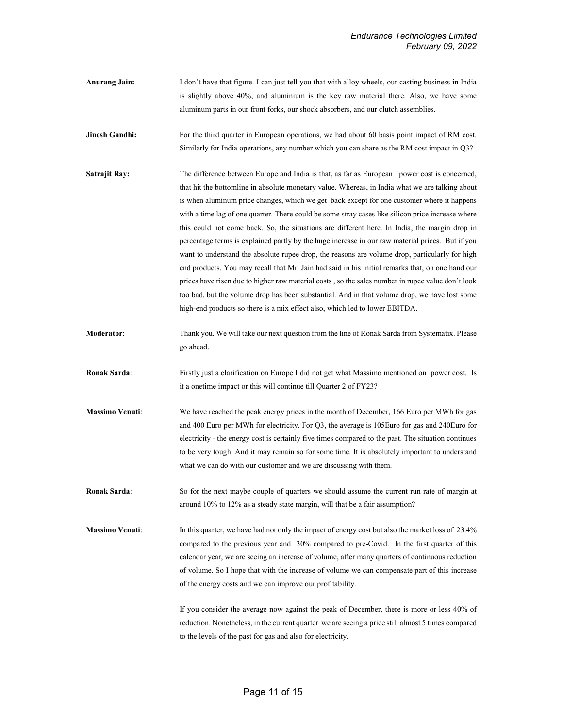**Anurang Jain:** I don't have that figure. I can just tell you that with alloy wheels, our casting business in India is slightly above 40%, and aluminium is the key raw material there. Also, we have some aluminum parts in our front forks, our shock absorbers, and our clutch assemblies.

**Jinesh Gandhi:** For the third quarter in European operations, we had about 60 basis point impact of RM cost. Similarly for India operations, any number which you can share as the RM cost impact in Q3?

**Satrajit Ray:** The difference between Europe and India is that, as far as European power cost is concerned, that hit the bottomline in absolute monetary value. Whereas, in India what we are talking about is when aluminum price changes, which we get back except for one customer where it happens with a time lag of one quarter. There could be some stray cases like silicon price increase where this could not come back. So, the situations are different here. In India, the margin drop in percentage terms is explained partly by the huge increase in our raw material prices. But if you want to understand the absolute rupee drop, the reasons are volume drop, particularly for high end products. You may recall that Mr. Jain had said in his initial remarks that, on one hand our prices have risen due to higher raw material costs , so the sales number in rupee value don't look too bad, but the volume drop has been substantial. And in that volume drop, we have lost some high-end products so there is a mix effect also, which led to lower EBITDA.

**Moderator**: Thank you. We will take our next question from the line of Ronak Sarda from Systematix. Please go ahead.

**Ronak Sarda**: Firstly just a clarification on Europe I did not get what Massimo mentioned on power cost. Is it a onetime impact or this will continue till Quarter 2 of FY23?

**Massimo Venuti**: We have reached the peak energy prices in the month of December, 166 Euro per MWh for gas and 400 Euro per MWh for electricity. For Q3, the average is 105Euro for gas and 240Euro for electricity - the energy cost is certainly five times compared to the past. The situation continues to be very tough. And it may remain so for some time. It is absolutely important to understand what we can do with our customer and we are discussing with them.

**Ronak Sarda**: So for the next maybe couple of quarters we should assume the current run rate of margin at around 10% to 12% as a steady state margin, will that be a fair assumption?

**Massimo Venuti**: In this quarter, we have had not only the impact of energy cost but also the market loss of 23.4% compared to the previous year and 30% compared to pre-Covid. In the first quarter of this calendar year, we are seeing an increase of volume, after many quarters of continuous reduction of volume. So I hope that with the increase of volume we can compensate part of this increase of the energy costs and we can improve our profitability.

If you consider the average now against the peak of December, there is more or less 40% of reduction. Nonetheless, in the current quarter we are seeing a price still almost 5 times compared to the levels of the past for gas and also for electricity.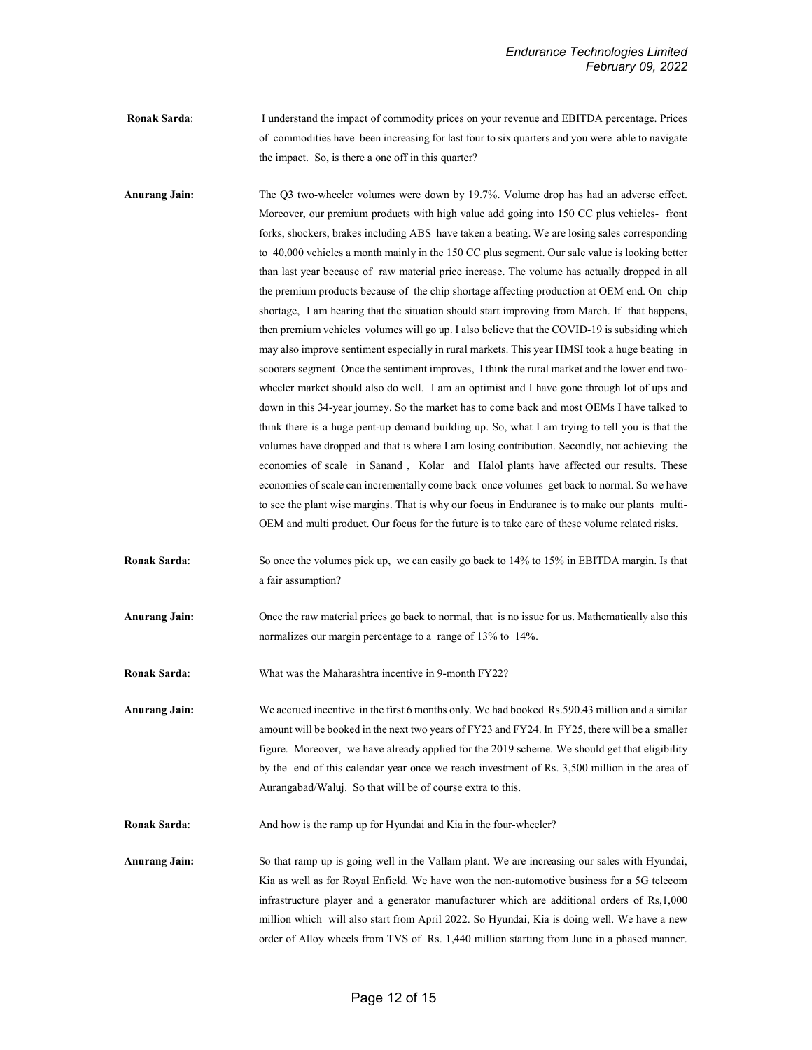**Ronak Sarda**: I understand the impact of commodity prices on your revenue and EBITDA percentage. Prices of commodities have been increasing for last four to six quarters and you were able to navigate the impact. So, is there a one off in this quarter?

**Anurang Jain:** The Q3 two-wheeler volumes were down by 19.7%. Volume drop has had an adverse effect. Moreover, our premium products with high value add going into 150 CC plus vehicles- front forks, shockers, brakes including ABS have taken a beating. We are losing sales corresponding to 40,000 vehicles a month mainly in the 150 CC plus segment. Our sale value is looking better than last year because of raw material price increase. The volume has actually dropped in all the premium products because of the chip shortage affecting production at OEM end. On chip shortage, I am hearing that the situation should start improving from March. If that happens, then premium vehicles volumes will go up. I also believe that the COVID-19 is subsiding which may also improve sentiment especially in rural markets. This year HMSI took a huge beating in scooters segment. Once the sentiment improves, I think the rural market and the lower end two-wheeler market should also do well. I am an optimist and I have gone through lot of ups and down in this 34-year journey. So the market has to come back and most OEMs I have talked to think there is a huge pent-up demand building up. So, what I am trying to tell you is that the volumes have dropped and that is where I am losing contribution. Secondly, not achieving the economies of scale in Sanand , Kolar and Halol plants have affected our results. These economies of scale can incrementally come back once volumes get back to normal. So we have to see the plant wise margins. That is why our focus in Endurance is to make our plants multi-OEM and multi product. Our focus for the future is to take care of these volume related risks.

**Ronak Sarda**: So once the volumes pick up, we can easily go back to 14% to 15% in EBITDA margin. Is that a fair assumption?

**Anurang Jain:** Once the raw material prices go back to normal, that is no issue for us. Mathematically also this normalizes our margin percentage to a range of 13% to 14%.

**Ronak Sarda**: What was the Maharashtra incentive in 9-month FY22?

**Anurang Jain:** We accrued incentive in the first 6 months only. We had booked Rs.590.43 million and a similar amount will be booked in the next two years of FY23 and FY24. In FY25, there will be a smaller figure. Moreover, we have already applied for the 2019 scheme. We should get that eligibility by the end of this calendar year once we reach investment of Rs. 3,500 million in the area of Aurangabad/Waluj. So that will be of course extra to this.

**Ronak Sarda**: And how is the ramp up for Hyundai and Kia in the four-wheeler?

**Anurang Jain:** So that ramp up is going well in the Vallam plant. We are increasing our sales with Hyundai, Kia as well as for Royal Enfield. We have won the non-automotive business for a 5G telecom infrastructure player and a generator manufacturer which are additional orders of Rs,1,000 million which will also start from April 2022. So Hyundai, Kia is doing well. We have a new order of Alloy wheels from TVS of Rs. 1,440 million starting from June in a phased manner.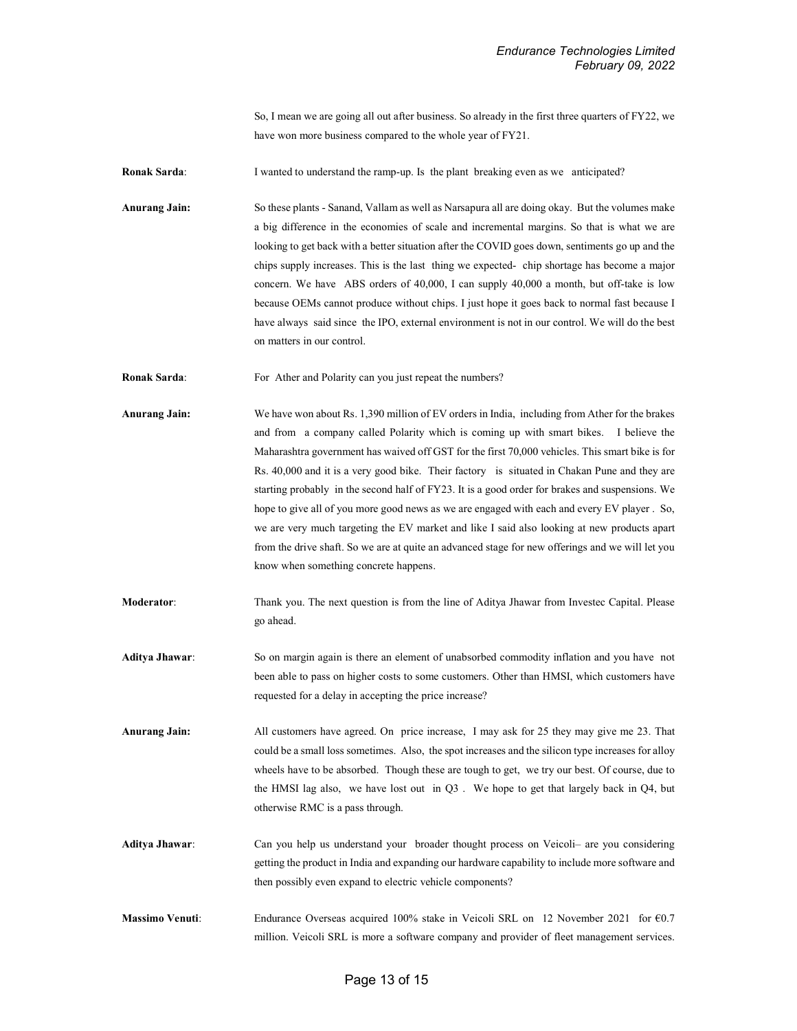So, I mean we are going all out after business. So already in the first three quarters of FY22, we have won more business compared to the whole year of FY21.

**Ronak Sarda**: I wanted to understand the ramp-up. Is the plant breaking even as we anticipated?

**Anurang Jain:** So these plants - Sanand, Vallam as well as Narsapura all are doing okay. But the volumes make a big difference in the economies of scale and incremental margins. So that is what we are looking to get back with a better situation after the COVID goes down, sentiments go up and the chips supply increases. This is the last thing we expected- chip shortage has become a major concern. We have ABS orders of 40,000, I can supply 40,000 a month, but off-take is low because OEMs cannot produce without chips. I just hope it goes back to normal fast because I have always said since the IPO, external environment is not in our control. We will do the best on matters in our control.

**Ronak Sarda**: For Ather and Polarity can you just repeat the numbers?

**Anurang Jain:** We have won about Rs. 1,390 million of EV orders in India, including from Ather for the brakes and from a company called Polarity which is coming up with smart bikes. I believe the Maharashtra government has waived off GST for the first 70,000 vehicles. This smart bike is for Rs. 40,000 and it is a very good bike. Their factory is situated in Chakan Pune and they are starting probably in the second half of FY23. It is a good order for brakes and suspensions. We hope to give all of you more good news as we are engaged with each and every EV player . So, we are very much targeting the EV market and like I said also looking at new products apart from the drive shaft. So we are at quite an advanced stage for new offerings and we will let you know when something concrete happens.

**Moderator**: Thank you. The next question is from the line of Aditya Jhawar from Investec Capital. Please go ahead.

**Aditya Jhawar**: So on margin again is there an element of unabsorbed commodity inflation and you have not been able to pass on higher costs to some customers. Other than HMSI, which customers have requested for a delay in accepting the price increase?

**Anurang Jain:** All customers have agreed. On price increase, I may ask for 25 they may give me 23. That could be a small loss sometimes. Also, the spot increases and the silicon type increases for alloy wheels have to be absorbed. Though these are tough to get, we try our best. Of course, due to the HMSI lag also, we have lost out in Q3 . We hope to get that largely back in Q4, but otherwise RMC is a pass through.

**Aditya Jhawar**: Can you help us understand your broader thought process on Veicoli– are you considering getting the product in India and expanding our hardware capability to include more software and then possibly even expand to electric vehicle components?

**Massimo Venuti**: Endurance Overseas acquired 100% stake in Veicoli SRL on 12 November 2021 for €0.7 million. Veicoli SRL is more a software company and provider of fleet management services.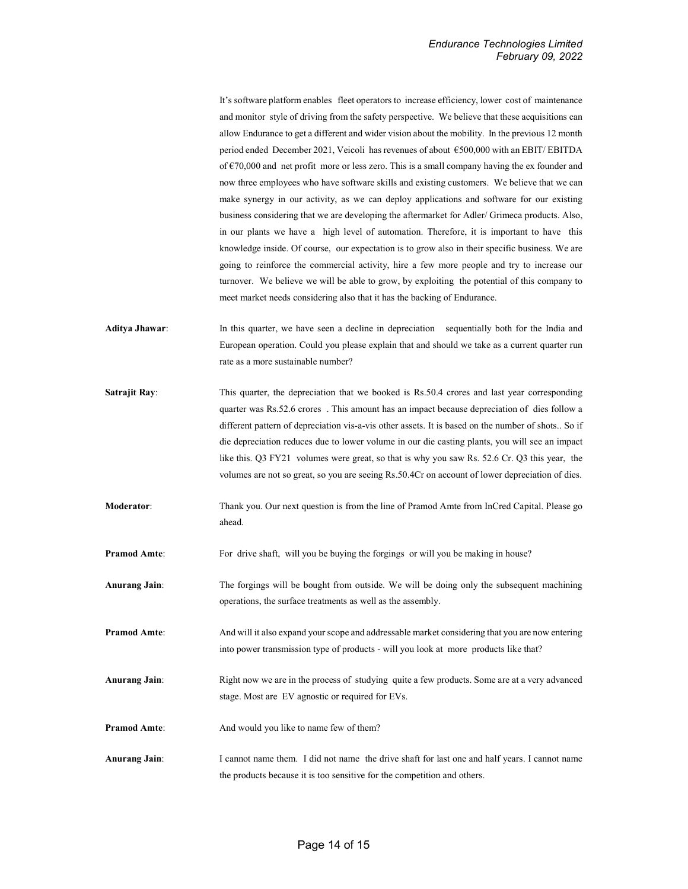It's software platform enables fleet operators to increase efficiency, lower cost of maintenance and monitor style of driving from the safety perspective. We believe that these acquisitions can allow Endurance to get a different and wider vision about the mobility. In the previous 12 month period ended December 2021, Veicoli has revenues of about €500,000 with an EBIT/ EBITDA of €70,000 and net profit more or less zero. This is a small company having the ex founder and now three employees who have software skills and existing customers. We believe that we can make synergy in our activity, as we can deploy applications and software for our existing business considering that we are developing the aftermarket for Adler/ Grimeca products. Also, in our plants we have a high level of automation. Therefore, it is important to have this knowledge inside. Of course, our expectation is to grow also in their specific business. We are going to reinforce the commercial activity, hire a few more people and try to increase our turnover. We believe we will be able to grow, by exploiting the potential of this company to meet market needs considering also that it has the backing of Endurance.

**Aditya Jhawar**: In this quarter, we have seen a decline in depreciation sequentially both for the India and European operation. Could you please explain that and should we take as a current quarter run rate as a more sustainable number?

**Satrajit Ray**: This quarter, the depreciation that we booked is Rs.50.4 crores and last year corresponding quarter was Rs.52.6 crores . This amount has an impact because depreciation of dies follow a different pattern of depreciation vis-a-vis other assets. It is based on the number of shots.. So if die depreciation reduces due to lower volume in our die casting plants, you will see an impact like this. Q3 FY21 volumes were great, so that is why you saw Rs. 52.6 Cr. Q3 this year, the volumes are not so great, so you are seeing Rs.50.4Cr on account of lower depreciation of dies.

**Moderator**: Thank you. Our next question is from the line of Pramod Amte from InCred Capital. Please go ahead.

**Pramod Amte**: For drive shaft, will you be buying the forgings or will you be making in house?

**Anurang Jain**: The forgings will be bought from outside. We will be doing only the subsequent machining operations, the surface treatments as well as the assembly.

**Pramod Amte**: And will it also expand your scope and addressable market considering that you are now entering into power transmission type of products - will you look at more products like that?

**Anurang Jain**: Right now we are in the process of studying quite a few products. Some are at a very advanced stage. Most are EV agnostic or required for EVs.

**Pramod Amte**: And would you like to name few of them?

**Anurang Jain**: I cannot name them. I did not name the drive shaft for last one and half years. I cannot name the products because it is too sensitive for the competition and others.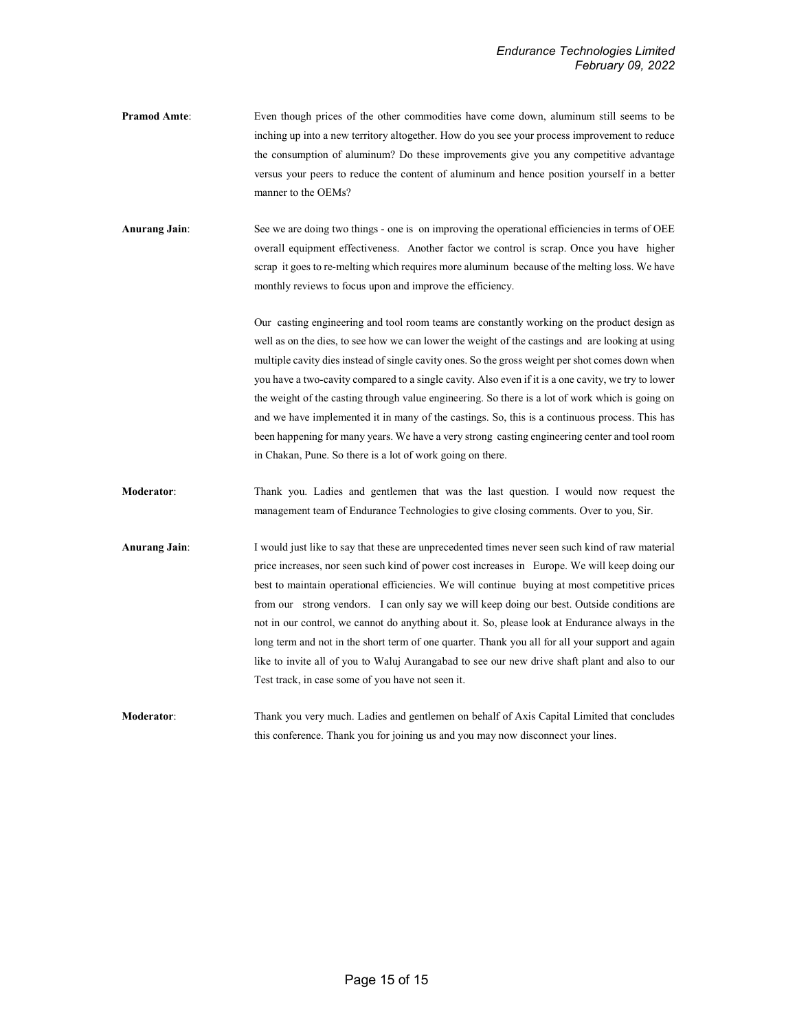**Pramod Amte**: Even though prices of the other commodities have come down, aluminum still seems to be inching up into a new territory altogether. How do you see your process improvement to reduce the consumption of aluminum? Do these improvements give you any competitive advantage versus your peers to reduce the content of aluminum and hence position yourself in a better manner to the OEMs?

**Anurang Jain**: See we are doing two things - one is on improving the operational efficiencies in terms of OEE overall equipment effectiveness. Another factor we control is scrap. Once you have higher scrap it goes to re-melting which requires more aluminum because of the melting loss. We have monthly reviews to focus upon and improve the efficiency.

Our casting engineering and tool room teams are constantly working on the product design as well as on the dies, to see how we can lower the weight of the castings and are looking at using multiple cavity dies instead of single cavity ones. So the gross weight per shot comes down when you have a two-cavity compared to a single cavity. Also even if it is a one cavity, we try to lower the weight of the casting through value engineering. So there is a lot of work which is going on and we have implemented it in many of the castings. So, this is a continuous process. This has been happening for many years. We have a very strong casting engineering center and tool room in Chakan, Pune. So there is a lot of work going on there.

**Moderator**: Thank you. Ladies and gentlemen that was the last question. I would now request the management team of Endurance Technologies to give closing comments. Over to you, Sir.

**Anurang Jain**: I would just like to say that these are unprecedented times never seen such kind of raw material price increases, nor seen such kind of power cost increases in Europe. We will keep doing our best to maintain operational efficiencies. We will continue buying at most competitive prices from our strong vendors. I can only say we will keep doing our best. Outside conditions are not in our control, we cannot do anything about it. So, please look at Endurance always in the long term and not in the short term of one quarter. Thank you all for all your support and again like to invite all of you to Waluj Aurangabad to see our new drive shaft plant and also to our Test track, in case some of you have not seen it.

**Moderator**: Thank you very much. Ladies and gentlemen on behalf of Axis Capital Limited that concludes this conference. Thank you for joining us and you may now disconnect your lines.